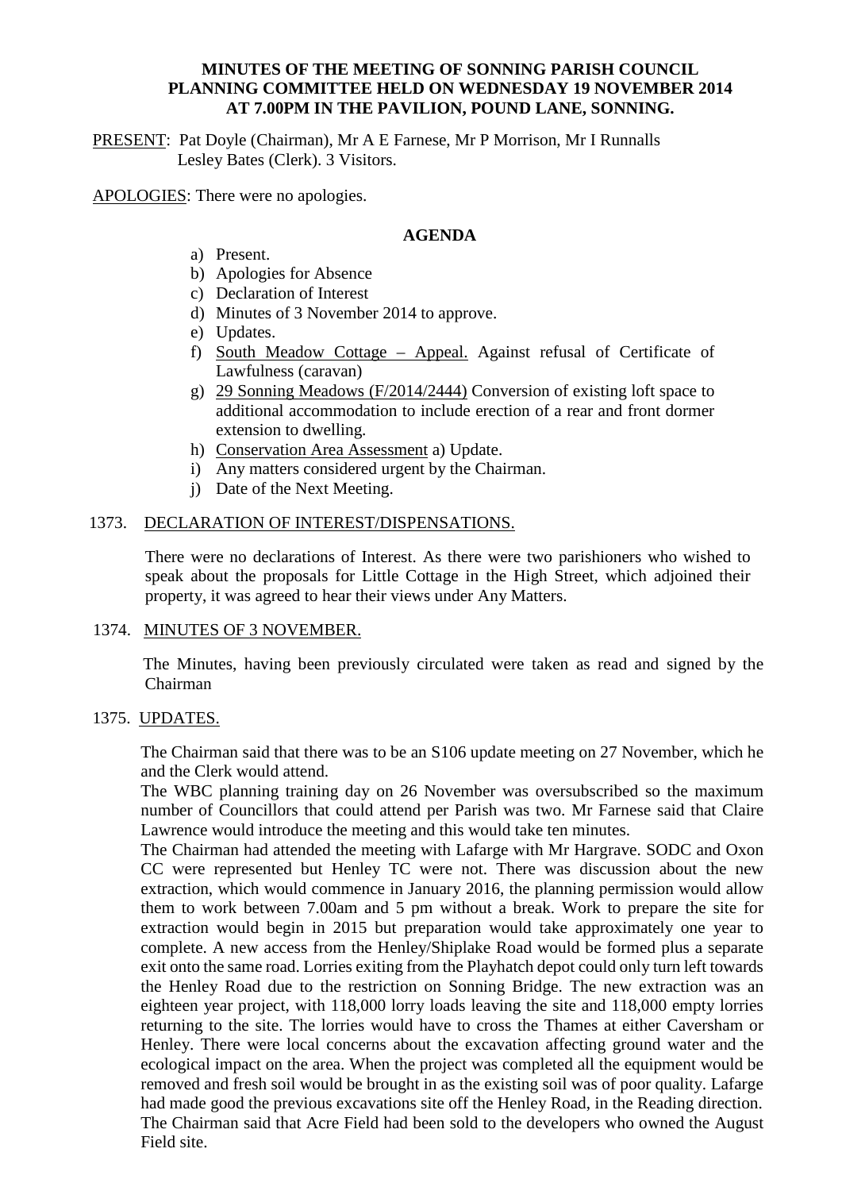**MINUTES OF THE MEETING OF SONNING PARISH COUNCIL PLANNING COMMITTEE HELD ON WEDNESDAY 19 NOVEMBER 2014 AT 7.00PM IN THE PAVILION, POUND LANE, SONNING.**

PRESENT: Pat Doyle (Chairman), Mr A E Farnese, Mr P Morrison, Mr I Runnalls
Lesley Bates (Clerk). 3 Visitors.

APOLOGIES: There were no apologies.

**AGENDA**

a) Present.
b) Apologies for Absence
c) Declaration of Interest
d) Minutes of 3 November 2014 to approve.
e) Updates.
f) South Meadow Cottage – Appeal. Against refusal of Certificate of Lawfulness (caravan)
g) 29 Sonning Meadows (F/2014/2444) Conversion of existing loft space to additional accommodation to include erection of a rear and front dormer extension to dwelling.
h) Conservation Area Assessment a) Update.
i) Any matters considered urgent by the Chairman.
j) Date of the Next Meeting.

1373. DECLARATION OF INTEREST/DISPENSATIONS.

There were no declarations of Interest. As there were two parishioners who wished to speak about the proposals for Little Cottage in the High Street, which adjoined their property, it was agreed to hear their views under Any Matters.

1374. MINUTES OF 3 NOVEMBER.

The Minutes, having been previously circulated were taken as read and signed by the Chairman

1375. UPDATES.

The Chairman said that there was to be an S106 update meeting on 27 November, which he and the Clerk would attend.

The WBC planning training day on 26 November was oversubscribed so the maximum number of Councillors that could attend per Parish was two. Mr Farnese said that Claire Lawrence would introduce the meeting and this would take ten minutes.

The Chairman had attended the meeting with Lafarge with Mr Hargrave. SODC and Oxon CC were represented but Henley TC were not. There was discussion about the new extraction, which would commence in January 2016, the planning permission would allow them to work between 7.00am and 5 pm without a break. Work to prepare the site for extraction would begin in 2015 but preparation would take approximately one year to complete. A new access from the Henley/Shiplake Road would be formed plus a separate exit onto the same road. Lorries exiting from the Playhatch depot could only turn left towards the Henley Road due to the restriction on Sonning Bridge. The new extraction was an eighteen year project, with 118,000 lorry loads leaving the site and 118,000 empty lorries returning to the site. The lorries would have to cross the Thames at either Caversham or Henley. There were local concerns about the excavation affecting ground water and the ecological impact on the area. When the project was completed all the equipment would be removed and fresh soil would be brought in as the existing soil was of poor quality. Lafarge had made good the previous excavations site off the Henley Road, in the Reading direction.

The Chairman said that Acre Field had been sold to the developers who owned the August Field site.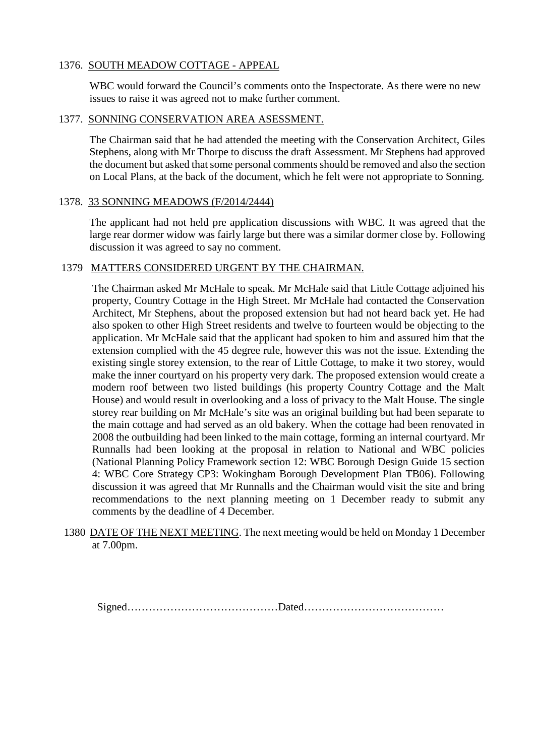1376. SOUTH MEADOW COTTAGE - APPEAL

WBC would forward the Council's comments onto the Inspectorate. As there were no new issues to raise it was agreed not to make further comment.

1377. SONNING CONSERVATION AREA ASESSMENT.

The Chairman said that he had attended the meeting with the Conservation Architect, Giles Stephens, along with Mr Thorpe to discuss the draft Assessment. Mr Stephens had approved the document but asked that some personal comments should be removed and also the section on Local Plans, at the back of the document, which he felt were not appropriate to Sonning.

1378. 33 SONNING MEADOWS (F/2014/2444)

The applicant had not held pre application discussions with WBC. It was agreed that the large rear dormer widow was fairly large but there was a similar dormer close by. Following discussion it was agreed to say no comment.

1379 MATTERS CONSIDERED URGENT BY THE CHAIRMAN.

The Chairman asked Mr McHale to speak. Mr McHale said that Little Cottage adjoined his property, Country Cottage in the High Street. Mr McHale had contacted the Conservation Architect, Mr Stephens, about the proposed extension but had not heard back yet. He had also spoken to other High Street residents and twelve to fourteen would be objecting to the application. Mr McHale said that the applicant had spoken to him and assured him that the extension complied with the 45 degree rule, however this was not the issue. Extending the existing single storey extension, to the rear of Little Cottage, to make it two storey, would make the inner courtyard on his property very dark. The proposed extension would create a modern roof between two listed buildings (his property Country Cottage and the Malt House) and would result in overlooking and a loss of privacy to the Malt House. The single storey rear building on Mr McHale's site was an original building but had been separate to the main cottage and had served as an old bakery. When the cottage had been renovated in 2008 the outbuilding had been linked to the main cottage, forming an internal courtyard. Mr Runnalls had been looking at the proposal in relation to National and WBC policies (National Planning Policy Framework section 12: WBC Borough Design Guide 15 section 4: WBC Core Strategy CP3: Wokingham Borough Development Plan TB06). Following discussion it was agreed that Mr Runnalls and the Chairman would visit the site and bring recommendations to the next planning meeting on 1 December ready to submit any comments by the deadline of 4 December.

1380 DATE OF THE NEXT MEETING. The next meeting would be held on Monday 1 December at 7.00pm.

Signed……………………………………Dated…………………………………